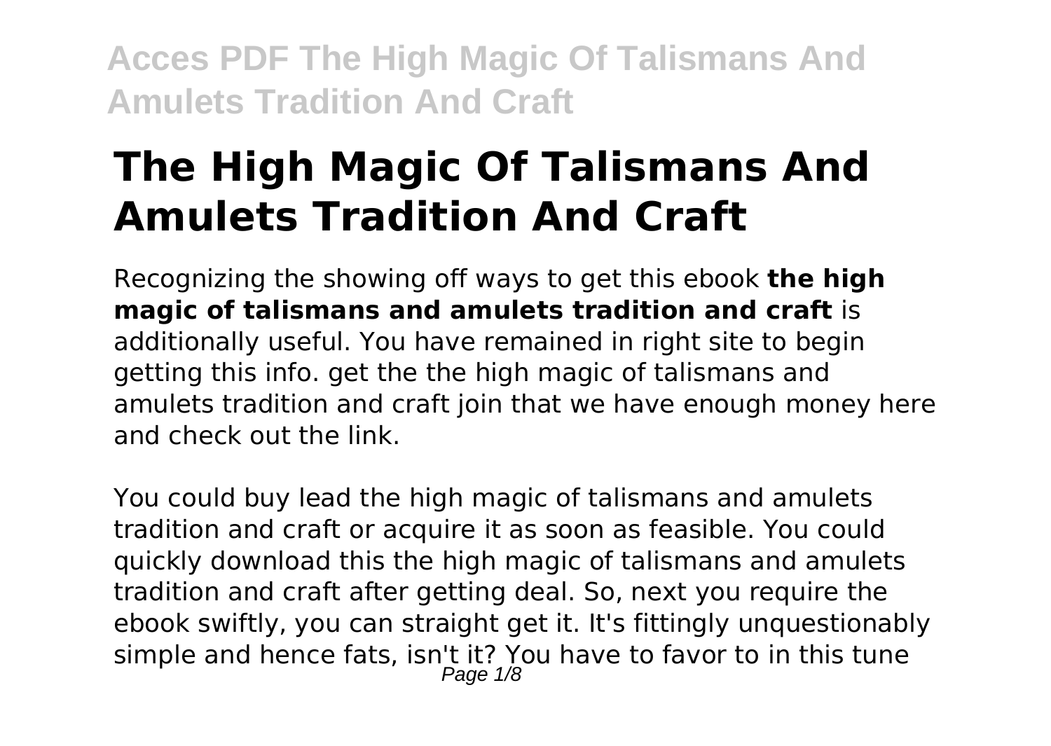# The High Magic Of Talismans And Amulets Tradition And Craft

Recognizing the showing off ways to get this ebook **the high magic of talismans and amulets tradition and craft** is additionally useful. You have remained in right site to begin getting this info. get the the high magic of talismans and amulets tradition and craft join that we have enough money here and check out the link.

You could buy lead the high magic of talismans and amulets tradition and craft or acquire it as soon as feasible. You could quickly download this the high magic of talismans and amulets tradition and craft after getting deal. So, next you require the ebook swiftly, you can straight get it. It's fittingly unquestionably simple and hence fats, isn't it? You have to favor to in this tune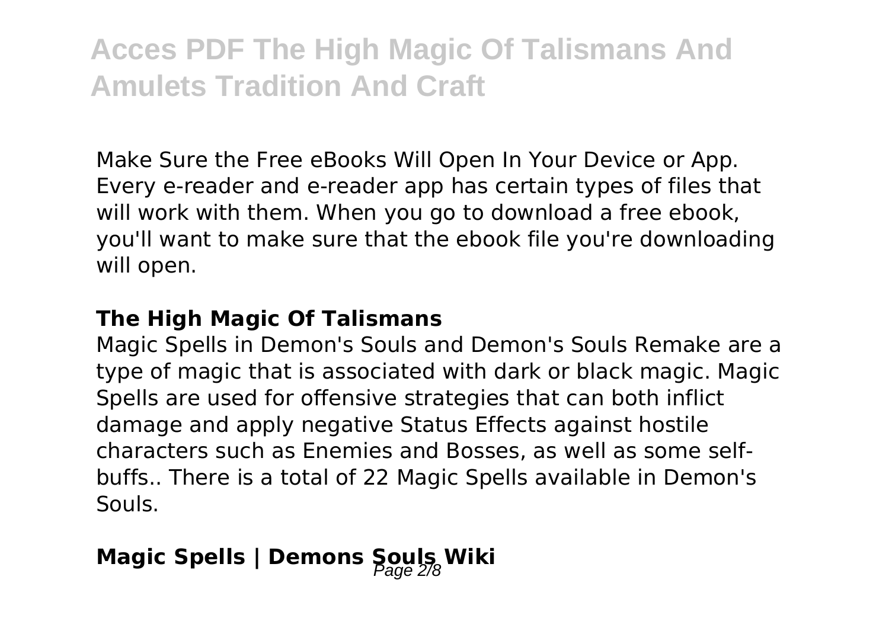Make Sure the Free eBooks Will Open In Your Device or App. Every e-reader and e-reader app has certain types of files that will work with them. When you go to download a free ebook, you'll want to make sure that the ebook file you're downloading will open.

## The High Magic Of Talismans

Magic Spells in Demon's Souls and Demon's Souls Remake are a type of magic that is associated with dark or black magic. Magic Spells are used for offensive strategies that can both inflict damage and apply negative Status Effects against hostile characters such as Enemies and Bosses, as well as some self-buffs.. There is a total of 22 Magic Spells available in Demon's Souls.

## Magic Spells | Demons Souls Wiki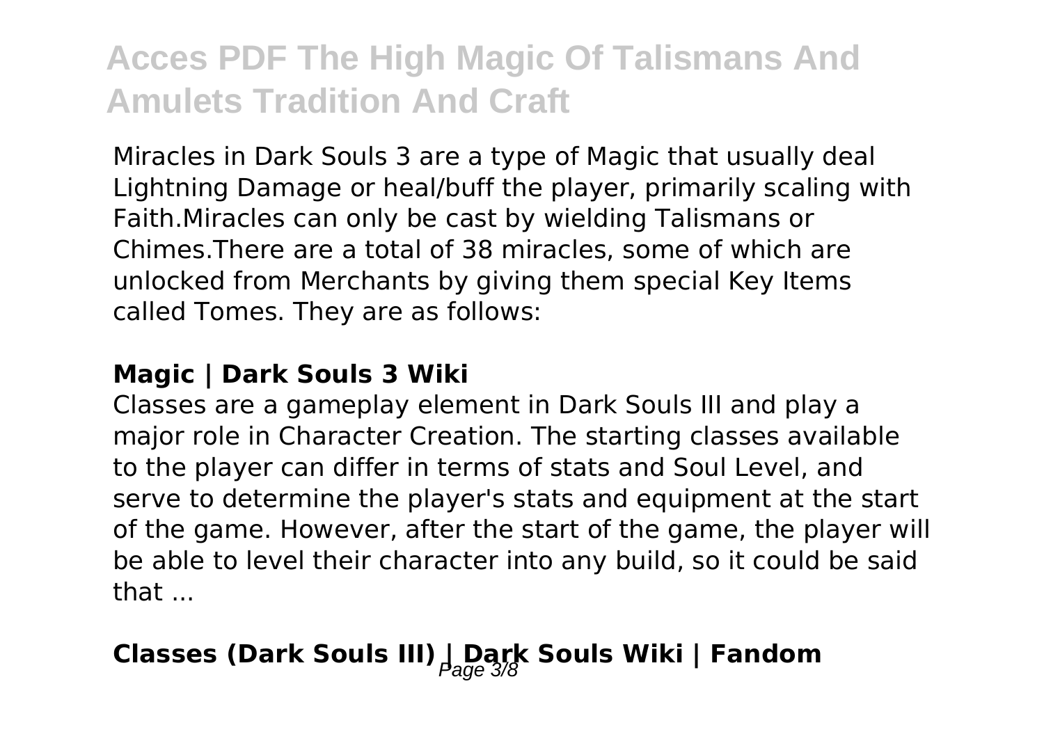Miracles in Dark Souls 3 are a type of Magic that usually deal Lightning Damage or heal/buff the player, primarily scaling with Faith.Miracles can only be cast by wielding Talismans or Chimes.There are a total of 38 miracles, some of which are unlocked from Merchants by giving them special Key Items called Tomes. They are as follows:

**Magic | Dark Souls 3 Wiki**

Classes are a gameplay element in Dark Souls III and play a major role in Character Creation. The starting classes available to the player can differ in terms of stats and Soul Level, and serve to determine the player's stats and equipment at the start of the game. However, after the start of the game, the player will be able to level their character into any build, so it could be said that ...

**Classes (Dark Souls III) | Dark Souls Wiki | Fandom**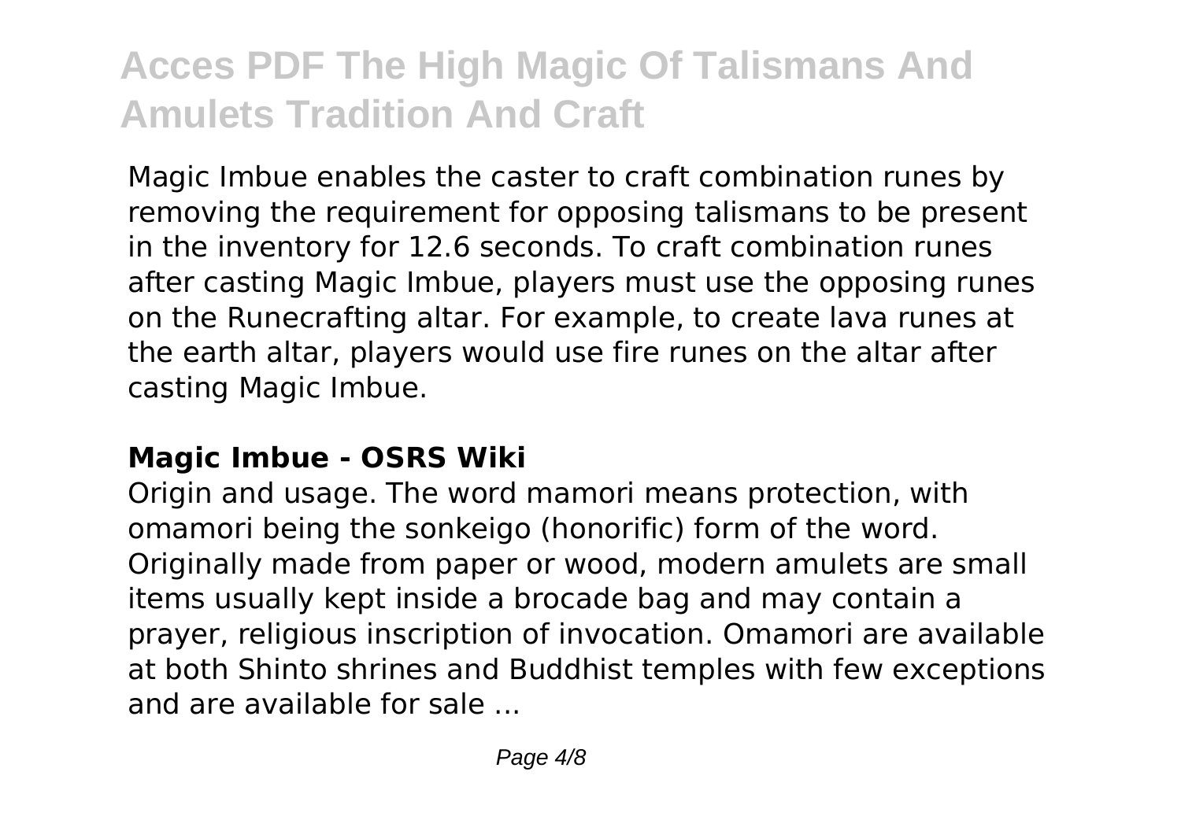Magic Imbue enables the caster to craft combination runes by removing the requirement for opposing talismans to be present in the inventory for 12.6 seconds. To craft combination runes after casting Magic Imbue, players must use the opposing runes on the Runecrafting altar. For example, to create lava runes at the earth altar, players would use fire runes on the altar after casting Magic Imbue.

**Magic Imbue - OSRS Wiki**

Origin and usage. The word mamori means protection, with omamori being the sonkeigo (honorific) form of the word. Originally made from paper or wood, modern amulets are small items usually kept inside a brocade bag and may contain a prayer, religious inscription of invocation. Omamori are available at both Shinto shrines and Buddhist temples with few exceptions and are available for sale ...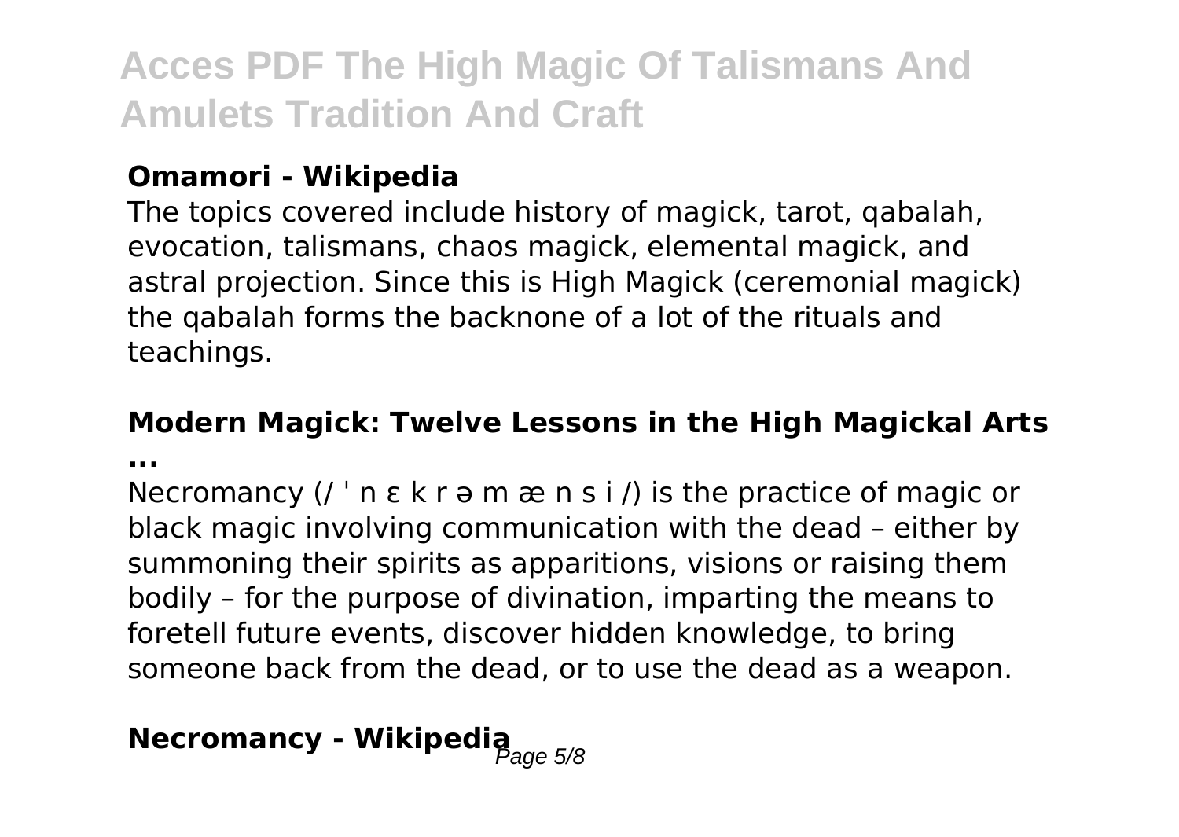**Omamori - Wikipedia**

The topics covered include history of magick, tarot, qabalah, evocation, talismans, chaos magick, elemental magick, and astral projection. Since this is High Magick (ceremonial magick) the qabalah forms the backnone of a lot of the rituals and teachings.

**Modern Magick: Twelve Lessons in the High Magickal Arts ...**

Necromancy (/ ˈ n ɛ k r ə m æ n s i /) is the practice of magic or black magic involving communication with the dead – either by summoning their spirits as apparitions, visions or raising them bodily – for the purpose of divination, imparting the means to foretell future events, discover hidden knowledge, to bring someone back from the dead, or to use the dead as a weapon.

**Necromancy - Wikipedia**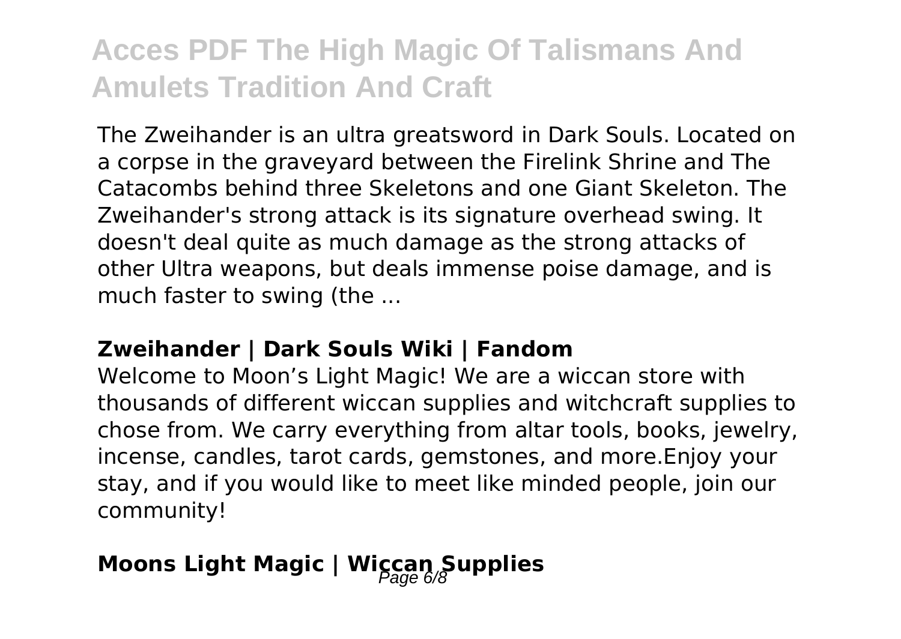The Zweihander is an ultra greatsword in Dark Souls. Located on a corpse in the graveyard between the Firelink Shrine and The Catacombs behind three Skeletons and one Giant Skeleton. The Zweihander's strong attack is its signature overhead swing. It doesn't deal quite as much damage as the strong attacks of other Ultra weapons, but deals immense poise damage, and is much faster to swing (the ...

### Zweihander | Dark Souls Wiki | Fandom

Welcome to Moon's Light Magic! We are a wiccan store with thousands of different wiccan supplies and witchcraft supplies to chose from. We carry everything from altar tools, books, jewelry, incense, candles, tarot cards, gemstones, and more.Enjoy your stay, and if you would like to meet like minded people, join our community!

## Moons Light Magic | Wiccan Supplies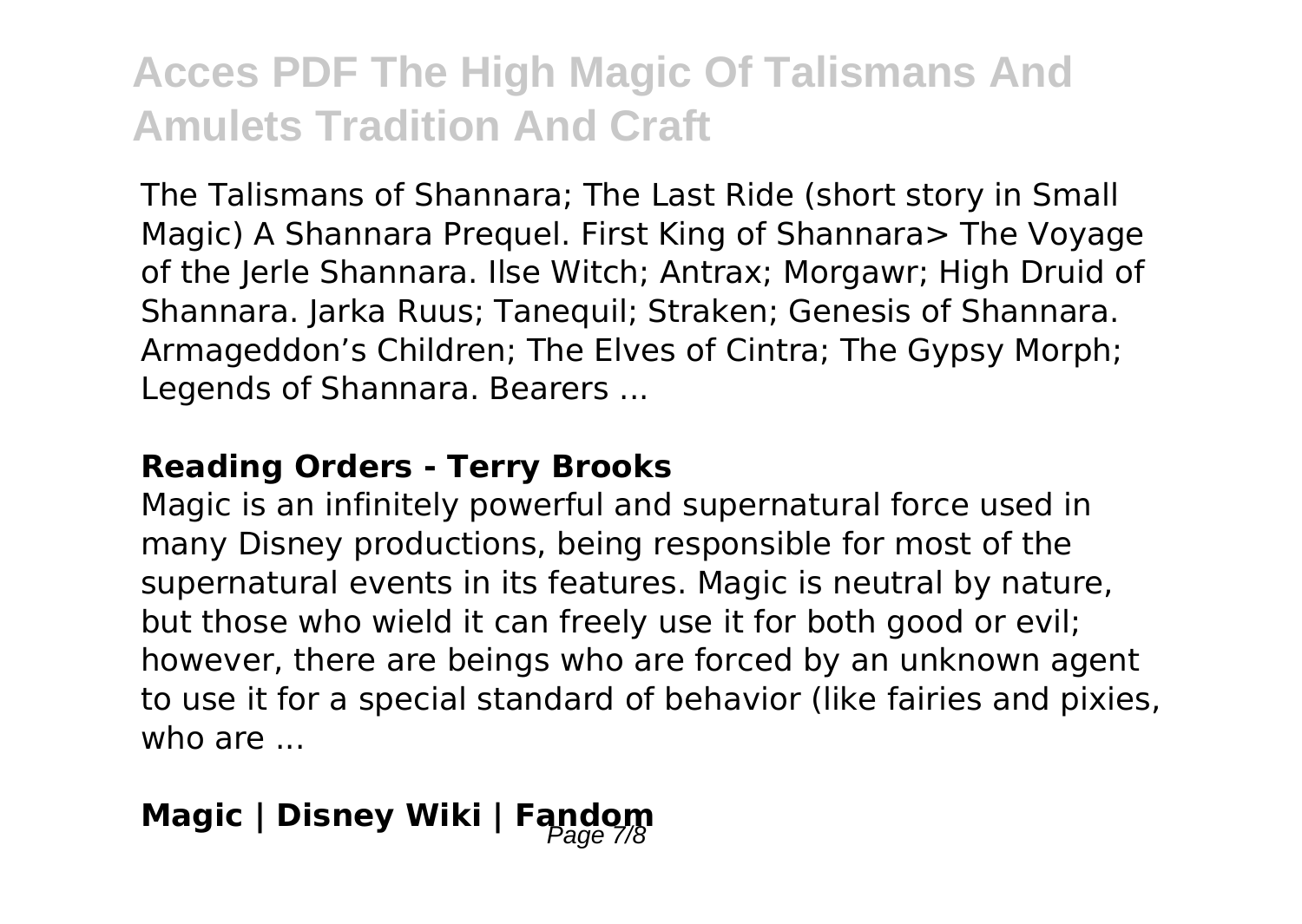The Talismans of Shannara; The Last Ride (short story in Small Magic) A Shannara Prequel. First King of Shannara> The Voyage of the Jerle Shannara. Ilse Witch; Antrax; Morgawr; High Druid of Shannara. Jarka Ruus; Tanequil; Straken; Genesis of Shannara. Armageddon's Children; The Elves of Cintra; The Gypsy Morph; Legends of Shannara. Bearers ...

### **Reading Orders - Terry Brooks**

Magic is an infinitely powerful and supernatural force used in many Disney productions, being responsible for most of the supernatural events in its features. Magic is neutral by nature, but those who wield it can freely use it for both good or evil; however, there are beings who are forced by an unknown agent to use it for a special standard of behavior (like fairies and pixies, who are ...

### **Magic | Disney Wiki | Fandom**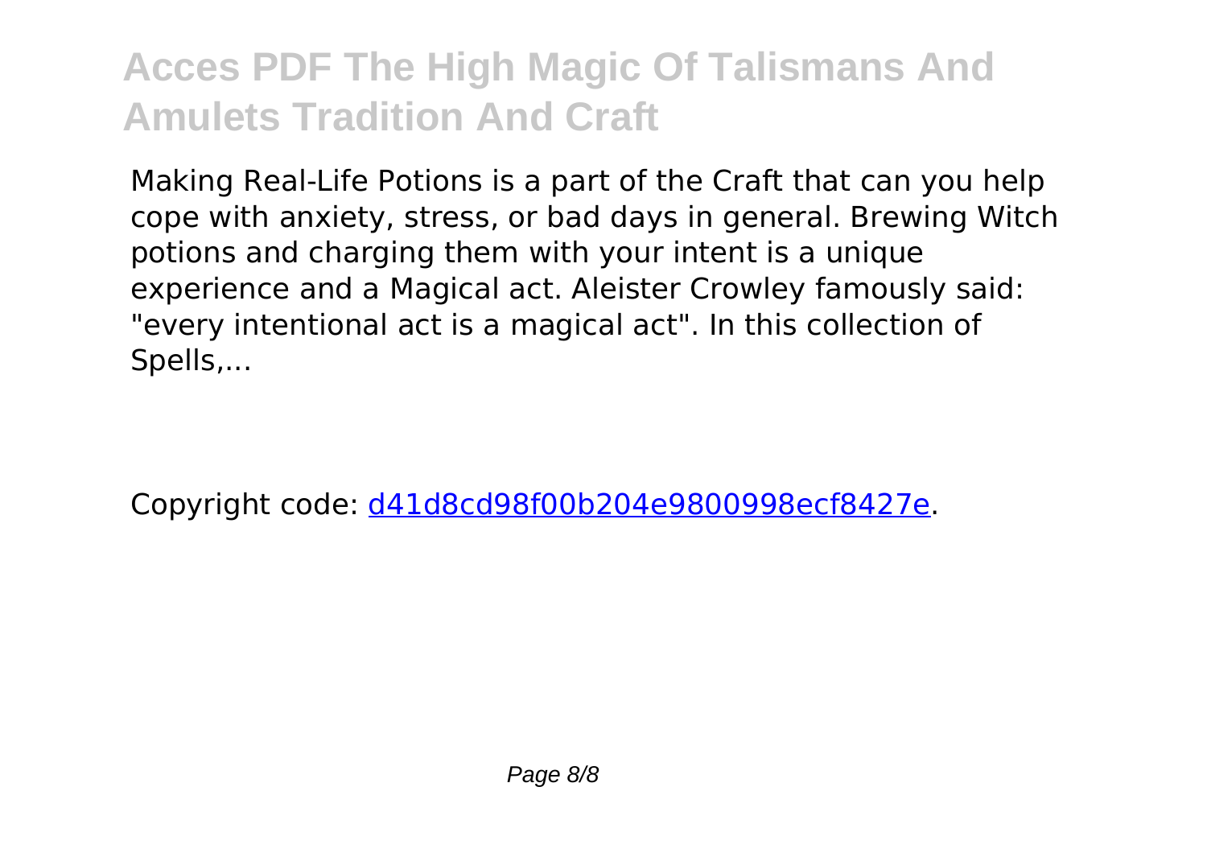Making Real-Life Potions is a part of the Craft that can you help cope with anxiety, stress, or bad days in general. Brewing Witch potions and charging them with your intent is a unique experience and a Magical act. Aleister Crowley famously said: "every intentional act is a magical act". In this collection of Spells,...

Copyright code: d41d8cd98f00b204e9800998ecf8427e.